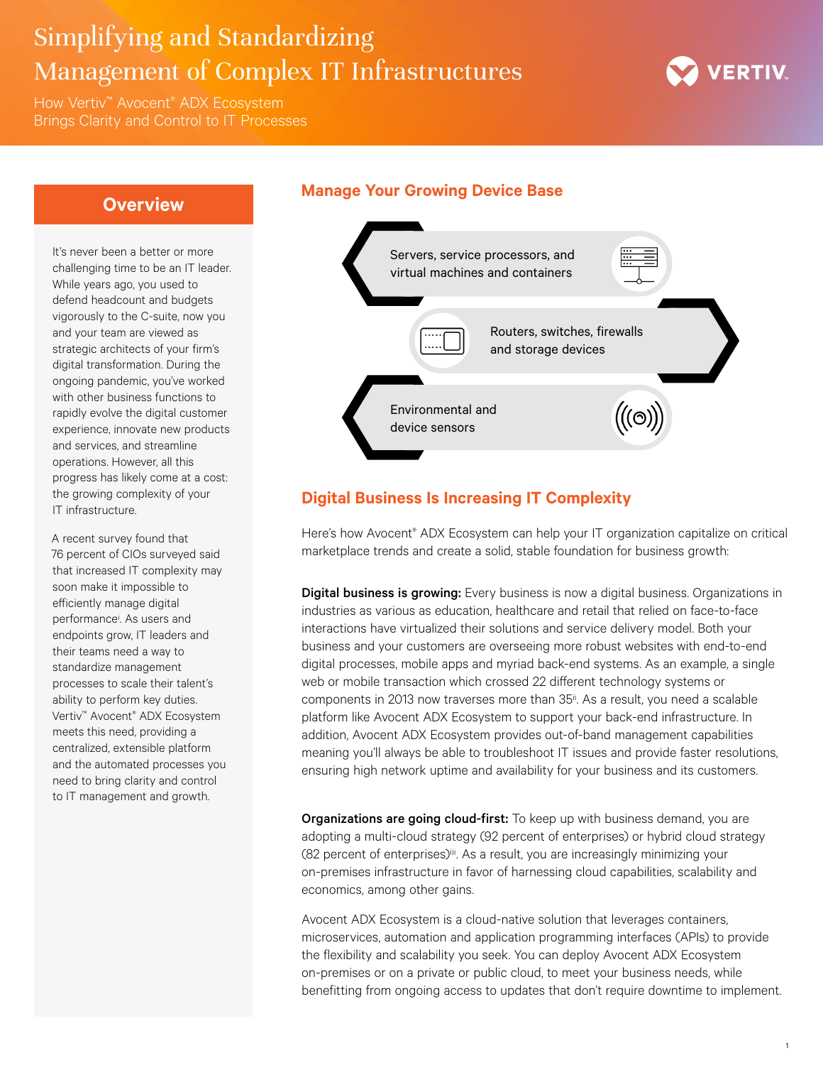# Simplifying and Standardizing Management of Complex IT Infrastructures

How Vertiv™ Avocent® ADX Ecosystem Brings Clarity and Control to IT Processes

## Overview

It's never been a better or more challenging time to be an IT leader. While years ago, you used to defend headcount and budgets vigorously to the C-suite, now you and your team are viewed as strategic architects of your firm's digital transformation. During the ongoing pandemic, you've worked with other business functions to rapidly evolve the digital customer experience, innovate new products and services, and streamline operations. However, all this progress has likely come at a cost: the growing complexity of your IT infrastructure.

A recent survey found that 76 percent of CIOs surveyed said that increased IT complexity may soon make it impossible to efficiently manage digital performance[i]. As users and endpoints grow, IT leaders and their teams need a way to standardize management processes to scale their talent's ability to perform key duties. Vertiv™ Avocent® ADX Ecosystem meets this need, providing a centralized, extensible platform and the automated processes you need to bring clarity and control to IT management and growth.

## Manage Your Growing Device Base

- Servers, service processors, and virtual machines and containers
- Routers, switches, firewalls and storage devices
- Environmental and device sensors

## Digital Business Is Increasing IT Complexity

Here's how Avocent® ADX Ecosystem can help your IT organization capitalize on critical marketplace trends and create a solid, stable foundation for business growth:

**Digital business is growing:** Every business is now a digital business. Organizations in industries as various as education, healthcare and retail that relied on face-to-face interactions have virtualized their solutions and service delivery model. Both your business and your customers are overseeing more robust websites with end-to-end digital processes, mobile apps and myriad back-end systems. As an example, a single web or mobile transaction which crossed 22 different technology systems or components in 2013 now traverses more than 35[ii]. As a result, you need a scalable platform like Avocent ADX Ecosystem to support your back-end infrastructure. In addition, Avocent ADX Ecosystem provides out-of-band management capabilities meaning you'll always be able to troubleshoot IT issues and provide faster resolutions, ensuring high network uptime and availability for your business and its customers.

**Organizations are going cloud-first:** To keep up with business demand, you are adopting a multi-cloud strategy (92 percent of enterprises) or hybrid cloud strategy (82 percent of enterprises)[iii]. As a result, you are increasingly minimizing your on-premises infrastructure in favor of harnessing cloud capabilities, scalability and economics, among other gains.

Avocent ADX Ecosystem is a cloud-native solution that leverages containers, microservices, automation and application programming interfaces (APIs) to provide the flexibility and scalability you seek. You can deploy Avocent ADX Ecosystem on-premises or on a private or public cloud, to meet your business needs, while benefitting from ongoing access to updates that don't require downtime to implement.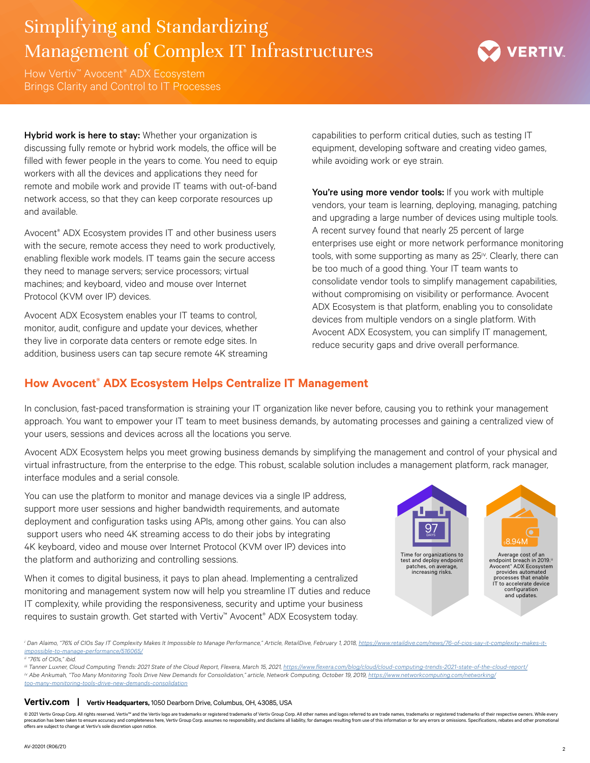# Simplifying and Standardizing Management of Complex IT Infrastructures

How Vertiv™ Avocent® ADX Ecosystem Brings Clarity and Control to IT Processes

**Hybrid work is here to stay:** Whether your organization is discussing fully remote or hybrid work models, the office will be filled with fewer people in the years to come. You need to equip workers with all the devices and applications they need for remote and mobile work and provide IT teams with out-of-band network access, so that they can keep corporate resources up and available.

Avocent® ADX Ecosystem provides IT and other business users with the secure, remote access they need to work productively, enabling flexible work models. IT teams gain the secure access they need to manage servers; service processors; virtual machines; and keyboard, video and mouse over Internet Protocol (KVM over IP) devices.

Avocent ADX Ecosystem enables your IT teams to control, monitor, audit, configure and update your devices, whether they live in corporate data centers or remote edge sites. In addition, business users can tap secure remote 4K streaming capabilities to perform critical duties, such as testing IT equipment, developing software and creating video games, while avoiding work or eye strain.

**You're using more vendor tools:** If you work with multiple vendors, your team is learning, deploying, managing, patching and upgrading a large number of devices using multiple tools. A recent survey found that nearly 25 percent of large enterprises use eight or more network performance monitoring tools, with some supporting as many as 25[iv]. Clearly, there can be too much of a good thing. Your IT team wants to consolidate vendor tools to simplify management capabilities, without compromising on visibility or performance. Avocent ADX Ecosystem is that platform, enabling you to consolidate devices from multiple vendors on a single platform. With Avocent ADX Ecosystem, you can simplify IT management, reduce security gaps and drive overall performance.

## How Avocent® ADX Ecosystem Helps Centralize IT Management

In conclusion, fast-paced transformation is straining your IT organization like never before, causing you to rethink your management approach. You want to empower your IT team to meet business demands, by automating processes and gaining a centralized view of your users, sessions and devices across all the locations you serve.

Avocent ADX Ecosystem helps you meet growing business demands by simplifying the management and control of your physical and virtual infrastructure, from the enterprise to the edge. This robust, scalable solution includes a management platform, rack manager, interface modules and a serial console.

You can use the platform to monitor and manage devices via a single IP address, support more user sessions and higher bandwidth requirements, and automate deployment and configuration tasks using APIs, among other gains. You can also support users who need 4K streaming access to do their jobs by integrating 4K keyboard, video and mouse over Internet Protocol (KVM over IP) devices into the platform and authorizing and controlling sessions.

When it comes to digital business, it pays to plan ahead. Implementing a centralized monitoring and management system now will help you streamline IT duties and reduce IT complexity, while providing the responsiveness, security and uptime your business requires to sustain growth. Get started with Vertiv™ Avocent® ADX Ecosystem today.

97 DAYS

Time for organizations to test and deploy endpoint patches, on average, increasing risks.

$8.94M

Average cost of an endpoint breach in 2019.[iii] Avocent® ADX Ecosystem provides automated processes that enable IT to accelerate device configuration and updates.

*[i] Dan Alaimo, "76% of CIOs Say IT Complexity Makes It Impossible to Manage Performance," Article, RetailDive, February 1, 2018, https://www.retaildive.com/news/76-of-cios-say-it-complexity-makes-it-impossible-to-manage-performance/516065/*

*[ii] "76% of CIOs," ibid.*

*[iii] Tanner Luxner, Cloud Computing Trends: 2021 State of the Cloud Report, Flexera, March 15, 2021, https://www.flexera.com/blog/cloud/cloud-computing-trends-2021-state-of-the-cloud-report/*

*[iv] Abe Ankumah, "Too Many Monitoring Tools Drive New Demands for Consolidation," article, Network Computing, October 19, 2019, https://www.networkcomputing.com/networking/too-many-monitoring-tools-drive-new-demands-consolidation*

**Vertiv.com** | **Vertiv Headquarters,** 1050 Dearborn Drive, Columbus, OH, 43085, USA

© 2021 Vertiv Group Corp. All rights reserved. Vertiv™ and the Vertiv logo are trademarks or registered trademarks of Vertiv Group Corp. All other names and logos referred to are trade names, trademarks or registered trademarks of their respective owners. While every precaution has been taken to ensure accuracy and completeness here, Vertiv Group Corp. assumes no responsibility, and disclaims all liability, for damages resulting from use of this information or for any errors or omissions. Specifications, rebates and other promotional offers are subject to change at Vertiv's sole discretion upon notice.

AV-20201 (R06/21)